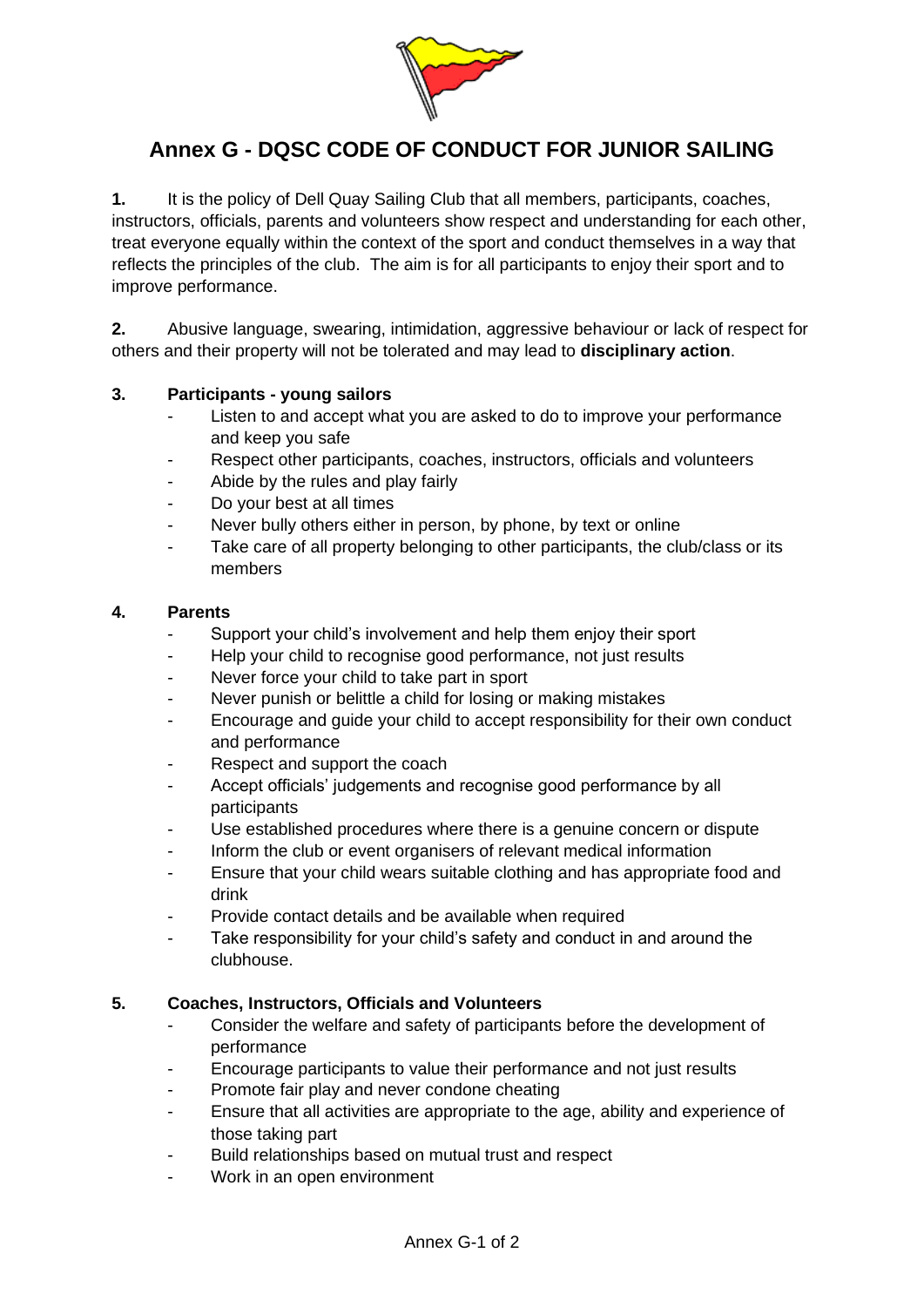# Annex G - DQSC CODE OF CONDUCT FOR JUNIOR SAILING

**1.** It is the policy of Dell Quay Sailing Club that all members, participants, coaches, instructors, officials, parents and volunteers show respect and understanding for each other, treat everyone equally within the context of the sport and conduct themselves in a way that reflects the principles of the club. The aim is for all participants to enjoy their sport and to improve performance.

**2.** Abusive language, swearing, intimidation, aggressive behaviour or lack of respect for others and their property will not be tolerated and may lead to **disciplinary action**.

**3. Participants - young sailors**

- Listen to and accept what you are asked to do to improve your performance and keep you safe
- Respect other participants, coaches, instructors, officials and volunteers
- Abide by the rules and play fairly
- Do your best at all times
- Never bully others either in person, by phone, by text or online
- Take care of all property belonging to other participants, the club/class or its members

**4. Parents**

- Support your child's involvement and help them enjoy their sport
- Help your child to recognise good performance, not just results
- Never force your child to take part in sport
- Never punish or belittle a child for losing or making mistakes
- Encourage and guide your child to accept responsibility for their own conduct and performance
- Respect and support the coach
- Accept officials' judgements and recognise good performance by all participants
- Use established procedures where there is a genuine concern or dispute
- Inform the club or event organisers of relevant medical information
- Ensure that your child wears suitable clothing and has appropriate food and drink
- Provide contact details and be available when required
- Take responsibility for your child's safety and conduct in and around the clubhouse.

**5. Coaches, Instructors, Officials and Volunteers**

- Consider the welfare and safety of participants before the development of performance
- Encourage participants to value their performance and not just results
- Promote fair play and never condone cheating
- Ensure that all activities are appropriate to the age, ability and experience of those taking part
- Build relationships based on mutual trust and respect
- Work in an open environment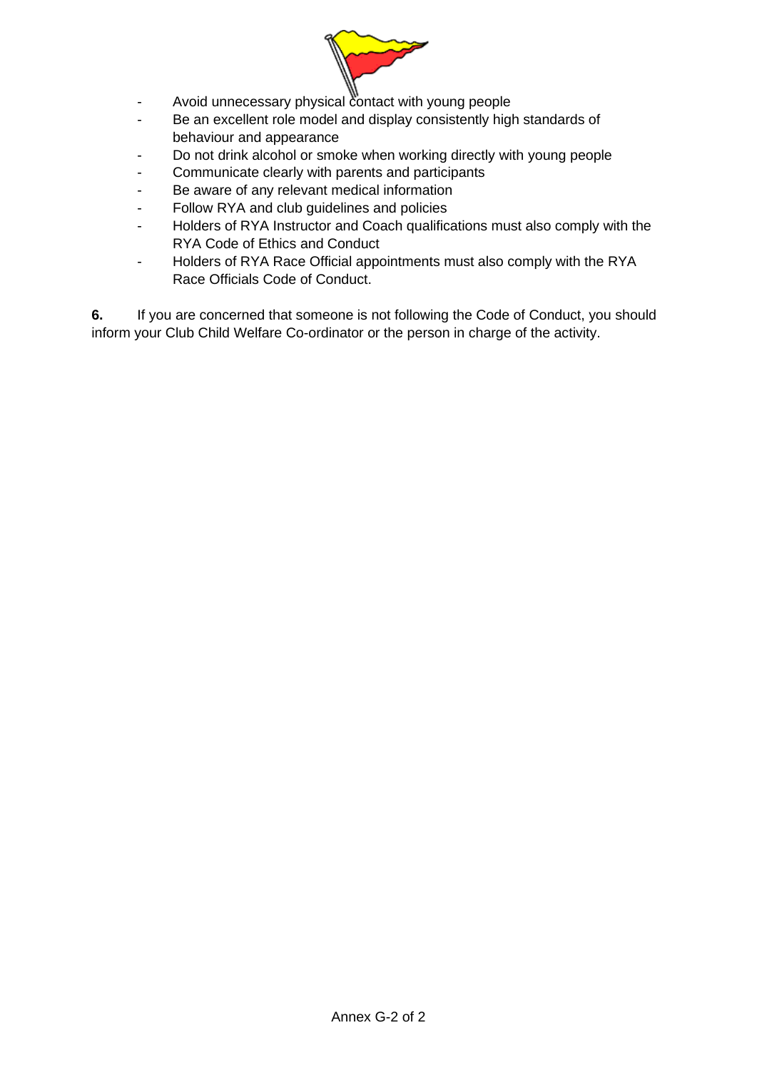- Avoid unnecessary physical contact with young people
- Be an excellent role model and display consistently high standards of behaviour and appearance
- Do not drink alcohol or smoke when working directly with young people
- Communicate clearly with parents and participants
- Be aware of any relevant medical information
- Follow RYA and club guidelines and policies
- Holders of RYA Instructor and Coach qualifications must also comply with the RYA Code of Ethics and Conduct
- Holders of RYA Race Official appointments must also comply with the RYA Race Officials Code of Conduct.

**6.** If you are concerned that someone is not following the Code of Conduct, you should inform your Club Child Welfare Co-ordinator or the person in charge of the activity.